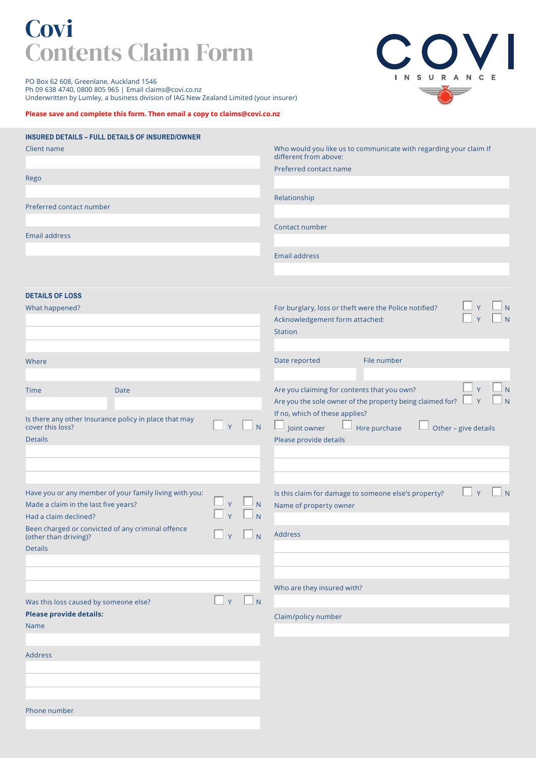# Covi
# Contents Claim Form

PO Box 62 608, Greenlane, Auckland 1546
Ph 09 638 4740, 0800 805 965 | Email claims@covi.co.nz
Underwritten by Lumley, a business division of IAG New Zealand Limited (your insurer)

**Please save and complete this form. Then email a copy to claims@covi.co.nz**

## INSURED DETAILS – FULL DETAILS OF INSURED/OWNER

Client name

Rego

Preferred contact number

Email address

Who would you like us to communicate with regarding your claim If different from above:

Preferred contact name

Relationship

Contact number

Email address

## DETAILS OF LOSS

What happened?

Where

Time

Date

Is there any other Insurance policy in place that may cover this loss? ☐ Y ☐ N

Details

Have you or any member of your family living with you:

Made a claim in the last five years? ☐ Y ☐ N

Had a claim declined? ☐ Y ☐ N

Been charged or convicted of any criminal offence (other than driving)? ☐ Y ☐ N

Details

Was this loss caused by someone else? ☐ Y ☐ N

**Please provide details:**

Name

Address

Phone number

For burglary, loss or theft were the Police notified? ☐ Y ☐ N

Acknowledgement form attached: ☐ Y ☐ N

Station

Date reported

File number

Are you claiming for contents that you own? ☐ Y ☐ N

Are you the sole owner of the property being claimed for? ☐ Y ☐ N

If no, which of these applies?

☐ Joint owner ☐ Hire purchase ☐ Other – give details

Please provide details

Is this claim for damage to someone else's property? ☐ Y ☐ N

Name of property owner

Address

Who are they insured with?

Claim/policy number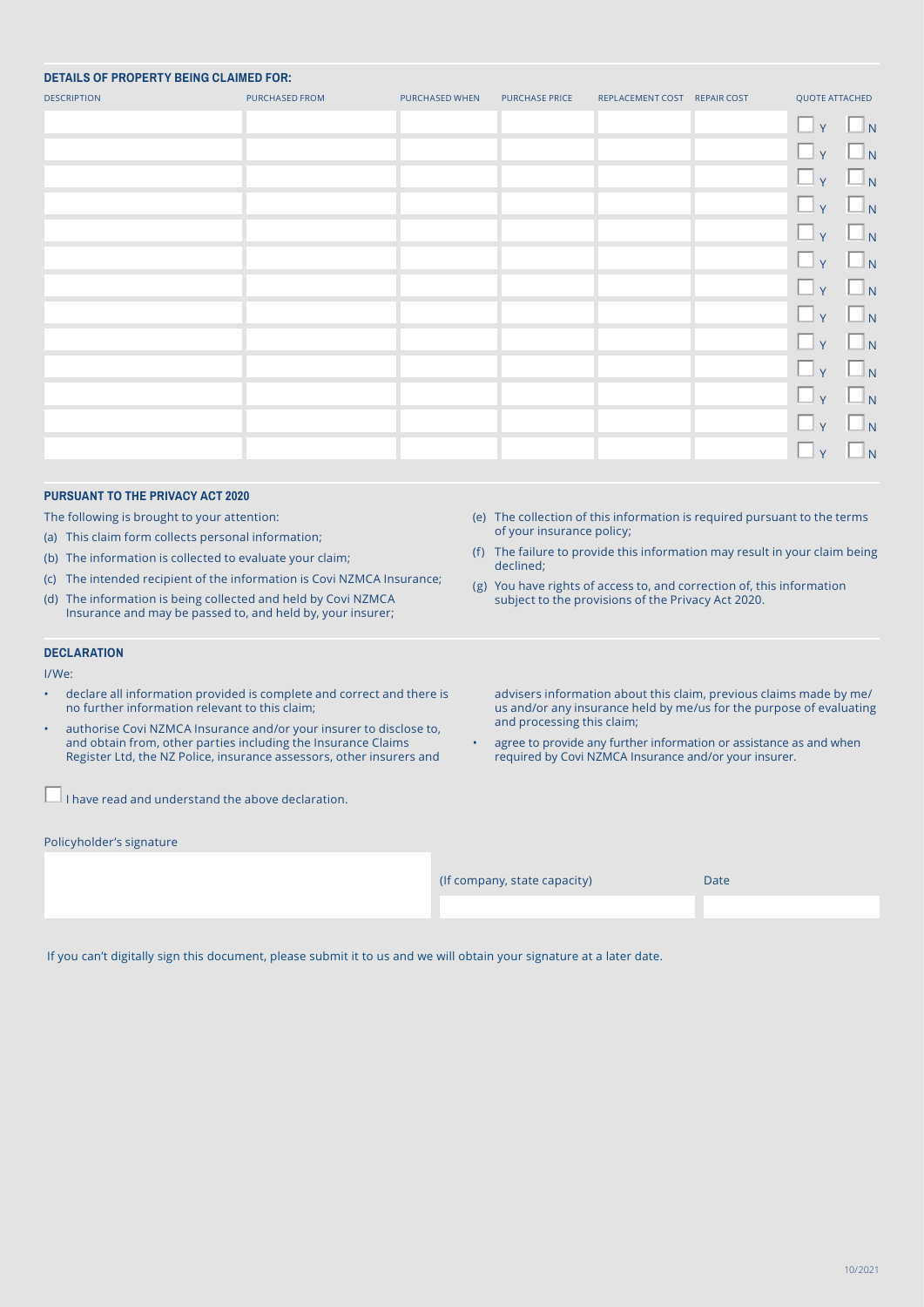## DETAILS OF PROPERTY BEING CLAIMED FOR:

| DESCRIPTION | PURCHASED FROM | PURCHASED WHEN | PURCHASE PRICE | REPLACEMENT COST | REPAIR COST | QUOTE ATTACHED |
|---|---|---|---|---|---|---|
| | | | | | | ☐ Y ☐ N |
| | | | | | | ☐ Y ☐ N |
| | | | | | | ☐ Y ☐ N |
| | | | | | | ☐ Y ☐ N |
| | | | | | | ☐ Y ☐ N |
| | | | | | | ☐ Y ☐ N |
| | | | | | | ☐ Y ☐ N |
| | | | | | | ☐ Y ☐ N |
| | | | | | | ☐ Y ☐ N |
| | | | | | | ☐ Y ☐ N |
| | | | | | | ☐ Y ☐ N |
| | | | | | | ☐ Y ☐ N |
| | | | | | | ☐ Y ☐ N |

## PURSUANT TO THE PRIVACY ACT 2020

The following is brought to your attention:

(a) This claim form collects personal information;

(b) The information is collected to evaluate your claim;

(c) The intended recipient of the information is Covi NZMCA Insurance;

(d) The information is being collected and held by Covi NZMCA Insurance and may be passed to, and held by, your insurer;

(e) The collection of this information is required pursuant to the terms of your insurance policy;

(f) The failure to provide this information may result in your claim being declined;

(g) You have rights of access to, and correction of, this information subject to the provisions of the Privacy Act 2020.

## DECLARATION

I/We:

- declare all information provided is complete and correct and there is no further information relevant to this claim;
- authorise Covi NZMCA Insurance and/or your insurer to disclose to, and obtain from, other parties including the Insurance Claims Register Ltd, the NZ Police, insurance assessors, other insurers and advisers information about this claim, previous claims made by me/us and/or any insurance held by me/us for the purpose of evaluating and processing this claim;
- agree to provide any further information or assistance as and when required by Covi NZMCA Insurance and/or your insurer.

☐ I have read and understand the above declaration.

Policyholder's signature

(If company, state capacity)

Date

If you can't digitally sign this document, please submit it to us and we will obtain your signature at a later date.

10/2021